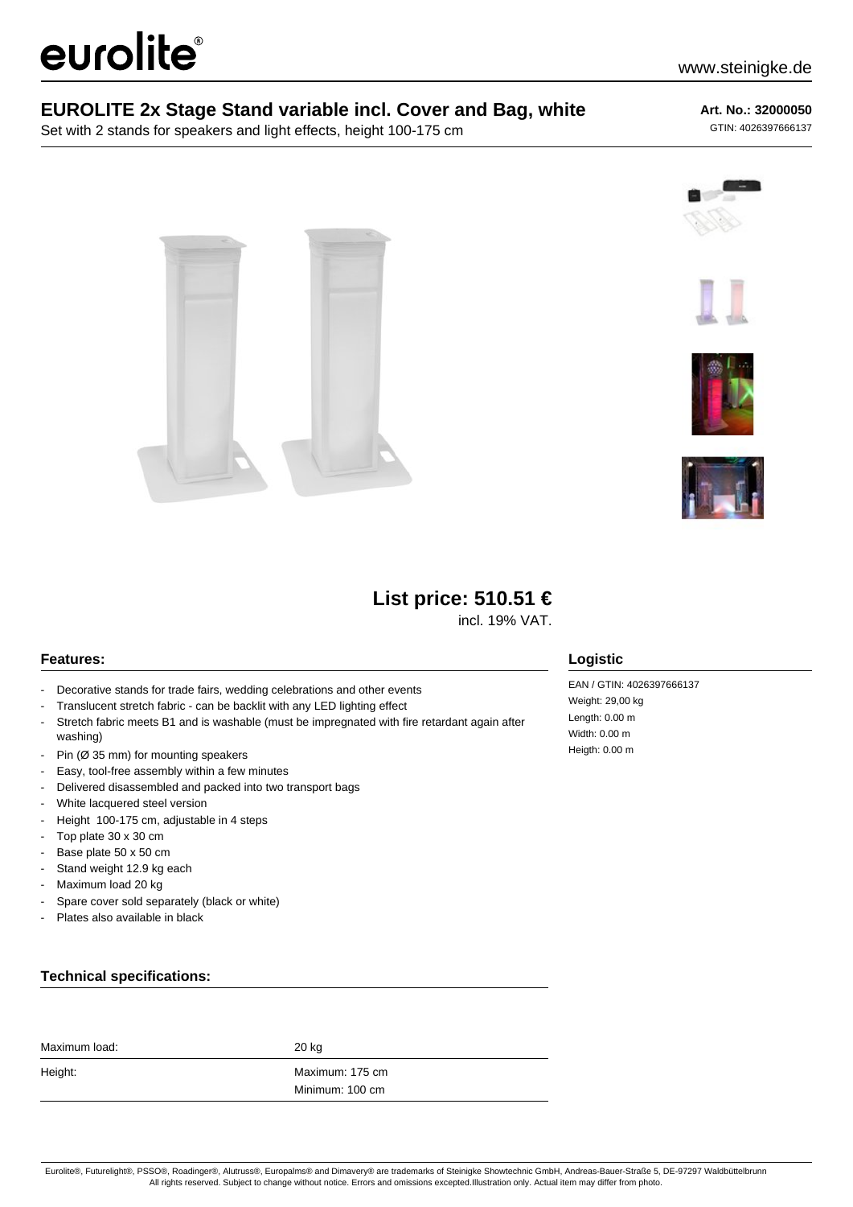eurolite®

www.steinigke.de

# EUROLITE 2x Stage Stand variable incl. Cover and Bag, white

Set with 2 stands for speakers and light effects, height 100-175 cm

**Art. No.: 32000050**

GTIN: 4026397666137

## List price: 510.51 €

incl. 19% VAT.

### Features:

- Decorative stands for trade fairs, wedding celebrations and other events
- Translucent stretch fabric - can be backlit with any LED lighting effect
- Stretch fabric meets B1 and is washable (must be impregnated with fire retardant again after washing)
- Pin (Ø 35 mm) for mounting speakers
- Easy, tool-free assembly within a few minutes
- Delivered disassembled and packed into two transport bags
- White lacquered steel version
- Height 100-175 cm, adjustable in 4 steps
- Top plate 30 x 30 cm
- Base plate 50 x 50 cm
- Stand weight 12.9 kg each
- Maximum load 20 kg
- Spare cover sold separately (black or white)
- Plates also available in black

### Logistic

EAN / GTIN: 4026397666137
Weight: 29,00 kg
Length: 0.00 m
Width: 0.00 m
Heigth: 0.00 m

### Technical specifications:

| | |
|---|---|
| Maximum load: | 20 kg |
| Height: | Maximum: 175 cm<br>Minimum: 100 cm |

Eurolite®, Futurelight®, PSSO®, Roadinger®, Alutruss®, Europalms® and Dimavery® are trademarks of Steinigke Showtechnic GmbH, Andreas-Bauer-Straße 5, DE-97297 Waldbüttelbrunn
All rights reserved. Subject to change without notice. Errors and omissions excepted.Illustration only. Actual item may differ from photo.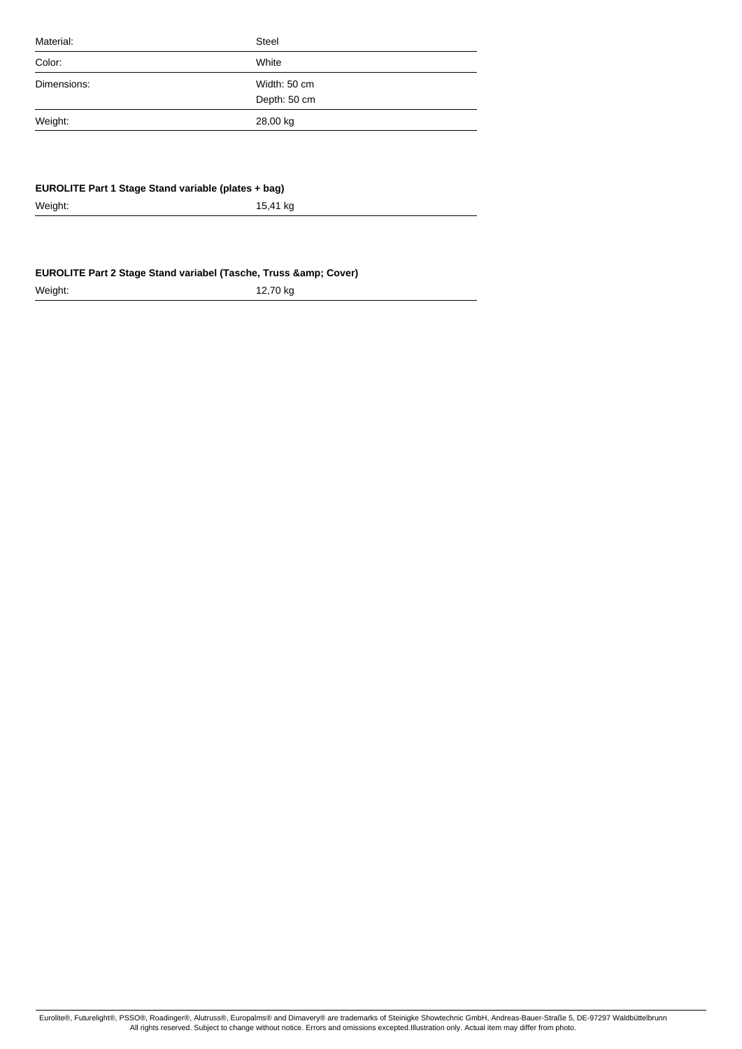| | |
|---|---|
| Material: | Steel |
| Color: | White |
| Dimensions: | Width: 50 cm<br>Depth: 50 cm |
| Weight: | 28,00 kg |

**EUROLITE Part 1 Stage Stand variable (plates + bag)**

| | |
|---|---|
| Weight: | 15,41 kg |

**EUROLITE Part 2 Stage Stand variabel (Tasche, Truss &amp; Cover)**

| | |
|---|---|
| Weight: | 12,70 kg |

Eurolite®, Futurelight®, PSSO®, Roadinger®, Alutruss®, Europalms® and Dimavery® are trademarks of Steinigke Showtechnic GmbH, Andreas-Bauer-Straße 5, DE-97297 Waldbüttelbrunn
All rights reserved. Subject to change without notice. Errors and omissions excepted.Illustration only. Actual item may differ from photo.